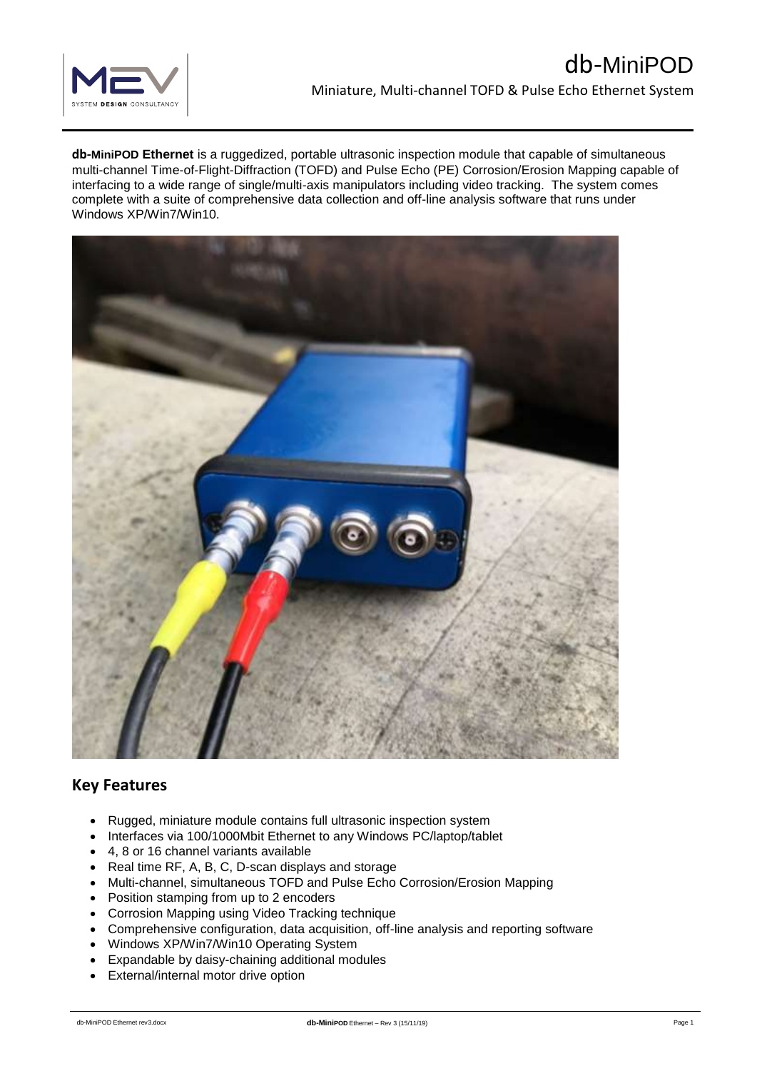# db-MiniPOD

Miniature, Multi-channel TOFD & Pulse Echo Ethernet System

**db-MiniPOD Ethernet** is a ruggedized, portable ultrasonic inspection module that capable of simultaneous multi-channel Time-of-Flight-Diffraction (TOFD) and Pulse Echo (PE) Corrosion/Erosion Mapping capable of interfacing to a wide range of single/multi-axis manipulators including video tracking. The system comes complete with a suite of comprehensive data collection and off-line analysis software that runs under Windows XP/Win7/Win10.

## Key Features

- Rugged, miniature module contains full ultrasonic inspection system
- Interfaces via 100/1000Mbit Ethernet to any Windows PC/laptop/tablet
- 4, 8 or 16 channel variants available
- Real time RF, A, B, C, D-scan displays and storage
- Multi-channel, simultaneous TOFD and Pulse Echo Corrosion/Erosion Mapping
- Position stamping from up to 2 encoders
- Corrosion Mapping using Video Tracking technique
- Comprehensive configuration, data acquisition, off-line analysis and reporting software
- Windows XP/Win7/Win10 Operating System
- Expandable by daisy-chaining additional modules
- External/internal motor drive option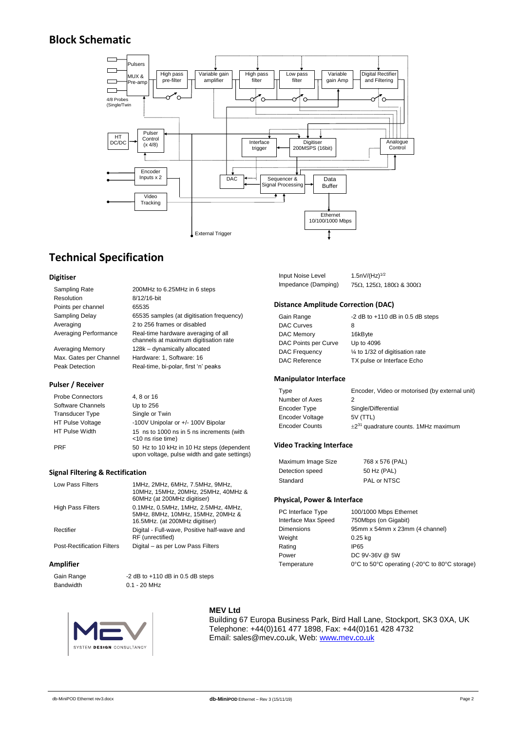## Block Schematic

Pulsers
MUX & Pre-amp
4/8 Probes (Single/Twin
High pass pre-filter
Variable gain amplifier
High pass filter
Low pass filter
Variable gain Amp
Digital Rectifier and Filtering
HT DC/DC
Pulser Control (x 4/8)
Interface trigger
Digitiser 200MSPS (16bit)
Analogue Control
Encoder Inputs x 2
DAC
Sequencer & Signal Processing
Data Buffer
Video Tracking
Ethernet 10/100/1000 Mbps
External Trigger

## Technical Specification

### Digitiser

| | |
|---|---|
| Sampling Rate | 200MHz to 6.25MHz in 6 steps |
| Resolution | 8/12/16-bit |
| Points per channel | 65535 |
| Sampling Delay | 65535 samples (at digitisation frequency) |
| Averaging | 2 to 256 frames or disabled |
| Averaging Performance | Real-time hardware averaging of all channels at maximum digitisation rate |
| Averaging Memory | 128k – dynamically allocated |
| Max. Gates per Channel | Hardware: 1, Software: 16 |
| Peak Detection | Real-time, bi-polar, first 'n' peaks |

### Pulser / Receiver

| | |
|---|---|
| Probe Connectors | 4, 8 or 16 |
| Software Channels | Up to 256 |
| Transducer Type | Single or Twin |
| HT Pulse Voltage | -100V Unipolar or +/- 100V Bipolar |
| HT Pulse Width | 15 ns to 1000 ns in 5 ns increments (with <10 ns rise time) |
| PRF | 50 Hz to 10 kHz in 10 Hz steps (dependent upon voltage, pulse width and gate settings) |
| Input Noise Level | $1.5nV/(Hz)^{1/2}$ |
| Impedance (Damping) | 75Ω, 125Ω, 180Ω & 300Ω |

### Signal Filtering & Rectification

| | |
|---|---|
| Low Pass Filters | 1MHz, 2MHz, 6MHz, 7.5MHz, 9MHz, 10MHz, 15MHz, 20MHz, 25MHz, 40MHz & 60MHz (at 200MHz digitiser) |
| High Pass Filters | 0.1MHz, 0.5MHz, 1MHz, 2.5MHz, 4MHz, 5MHz, 8MHz, 10MHz, 15MHz, 20MHz & 16.5MHz. (at 200MHz digitiser) |
| Rectifier | Digital - Full-wave, Positive half-wave and RF (unrectified) |
| Post-Rectification Filters | Digital – as per Low Pass Filters |

### Amplifier

| | |
|---|---|
| Gain Range | -2 dB to +110 dB in 0.5 dB steps |
| Bandwidth | 0.1 - 20 MHz |

### Distance Amplitude Correction (DAC)

| | |
|---|---|
| Gain Range | -2 dB to +110 dB in 0.5 dB steps |
| DAC Curves | 8 |
| DAC Memory | 16kByte |
| DAC Points per Curve | Up to 4096 |
| DAC Frequency | ¼ to 1/32 of digitisation rate |
| DAC Reference | TX pulse or Interface Echo |

### Manipulator Interface

| | |
|---|---|
| Type | Encoder, Video or motorised (by external unit) |
| Number of Axes | 2 |
| Encoder Type | Single/Differential |
| Encoder Voltage | 5V (TTL) |
| Encoder Counts | $\pm 2^{31}$ quadrature counts. 1MHz maximum |

### Video Tracking Interface

| | |
|---|---|
| Maximum Image Size | 768 x 576 (PAL) |
| Detection speed | 50 Hz (PAL) |
| Standard | PAL or NTSC |

### Physical, Power & Interface

| | |
|---|---|
| PC Interface Type | 100/1000 Mbps Ethernet |
| Interface Max Speed | 750Mbps (on Gigabit) |
| Dimensions | 95mm x 54mm x 23mm (4 channel) |
| Weight | 0.25 kg |
| Rating | IP65 |
| Power | DC 9V-36V @ 5W |
| Temperature | 0°C to 50°C operating (-20°C to 80°C storage) |

MEV
SYSTEM DESIGN CONSULTANCY

**MEV Ltd**
Building 67 Europa Business Park, Bird Hall Lane, Stockport, SK3 0XA, UK
Telephone: +44(0)161 477 1898, Fax: +44(0)161 428 4732
Email: sales@mev.co.uk, Web: www.mev.co.uk